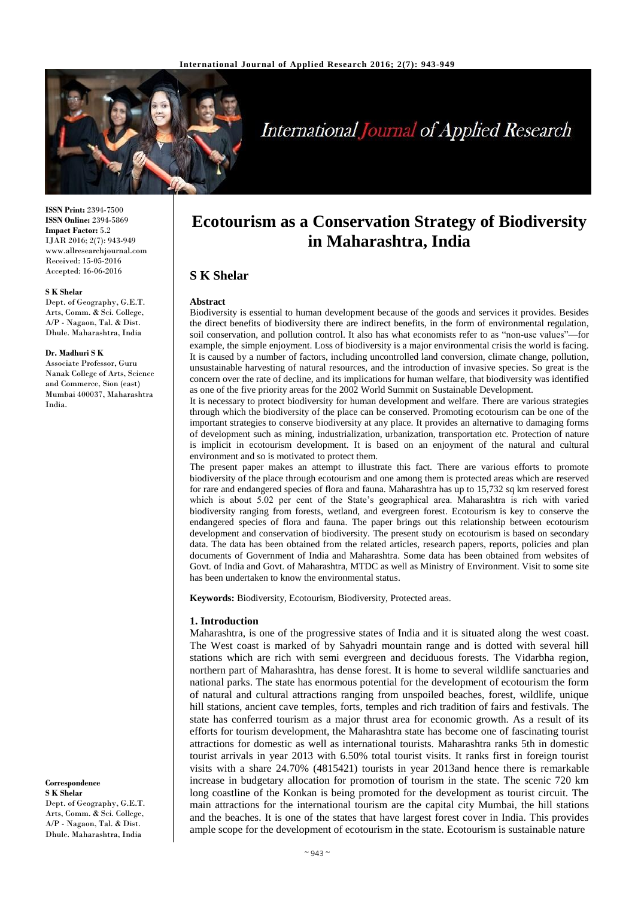# Ecotourism as a Conservation Strategy of Biodiversity in Maharashtra, India

## S K Shelar

**ISSN Print:** 2394-7500
**ISSN Online:** 2394-5869
**Impact Factor:** 5.2
IJAR 2016; 2(7): 943-949
www.allresearchjournal.com
Received: 15-05-2016
Accepted: 16-06-2016

**S K Shelar**
Dept. of Geography, G.E.T. Arts, Comm. & Sci. College, A/P - Nagaon, Tal. & Dist. Dhule. Maharashtra, India

**Dr. Madhuri S K**
Associate Professor, Guru Nanak College of Arts, Science and Commerce, Sion (east) Mumbai 400037, Maharashtra India.

**Correspondence**
**S K Shelar**
Dept. of Geography, G.E.T. Arts, Comm. & Sci. College, A/P - Nagaon, Tal. & Dist. Dhule. Maharashtra, India

### Abstract

Biodiversity is essential to human development because of the goods and services it provides. Besides the direct benefits of biodiversity there are indirect benefits, in the form of environmental regulation, soil conservation, and pollution control. It also has what economists refer to as "non-use values"—for example, the simple enjoyment. Loss of biodiversity is a major environmental crisis the world is facing. It is caused by a number of factors, including uncontrolled land conversion, climate change, pollution, unsustainable harvesting of natural resources, and the introduction of invasive species. So great is the concern over the rate of decline, and its implications for human welfare, that biodiversity was identified as one of the five priority areas for the 2002 World Summit on Sustainable Development.

It is necessary to protect biodiversity for human development and welfare. There are various strategies through which the biodiversity of the place can be conserved. Promoting ecotourism can be one of the important strategies to conserve biodiversity at any place. It provides an alternative to damaging forms of development such as mining, industrialization, urbanization, transportation etc. Protection of nature is implicit in ecotourism development. It is based on an enjoyment of the natural and cultural environment and so is motivated to protect them.

The present paper makes an attempt to illustrate this fact. There are various efforts to promote biodiversity of the place through ecotourism and one among them is protected areas which are reserved for rare and endangered species of flora and fauna. Maharashtra has up to 15,732 sq km reserved forest which is about 5.02 per cent of the State's geographical area. Maharashtra is rich with varied biodiversity ranging from forests, wetland, and evergreen forest. Ecotourism is key to conserve the endangered species of flora and fauna. The paper brings out this relationship between ecotourism development and conservation of biodiversity. The present study on ecotourism is based on secondary data. The data has been obtained from the related articles, research papers, reports, policies and plan documents of Government of India and Maharashtra. Some data has been obtained from websites of Govt. of India and Govt. of Maharashtra, MTDC as well as Ministry of Environment. Visit to some site has been undertaken to know the environmental status.

**Keywords:** Biodiversity, Ecotourism, Biodiversity, Protected areas.

### 1. Introduction

Maharashtra, is one of the progressive states of India and it is situated along the west coast. The West coast is marked of by Sahyadri mountain range and is dotted with several hill stations which are rich with semi evergreen and deciduous forests. The Vidarbha region, northern part of Maharashtra, has dense forest. It is home to several wildlife sanctuaries and national parks. The state has enormous potential for the development of ecotourism the form of natural and cultural attractions ranging from unspoiled beaches, forest, wildlife, unique hill stations, ancient cave temples, forts, temples and rich tradition of fairs and festivals. The state has conferred tourism as a major thrust area for economic growth. As a result of its efforts for tourism development, the Maharashtra state has become one of fascinating tourist attractions for domestic as well as international tourists. Maharashtra ranks 5th in domestic tourist arrivals in year 2013 with 6.50% total tourist visits. It ranks first in foreign tourist visits with a share 24.70% (4815421) tourists in year 2013and hence there is remarkable increase in budgetary allocation for promotion of tourism in the state. The scenic 720 km long coastline of the Konkan is being promoted for the development as tourist circuit. The main attractions for the international tourism are the capital city Mumbai, the hill stations and the beaches. It is one of the states that have largest forest cover in India. This provides ample scope for the development of ecotourism in the state. Ecotourism is sustainable nature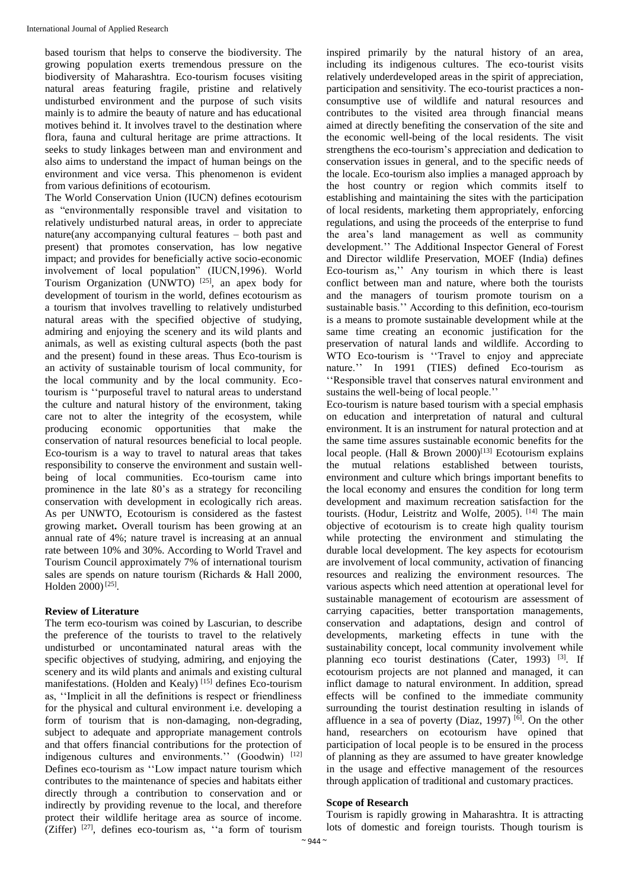based tourism that helps to conserve the biodiversity. The growing population exerts tremendous pressure on the biodiversity of Maharashtra. Eco-tourism focuses visiting natural areas featuring fragile, pristine and relatively undisturbed environment and the purpose of such visits mainly is to admire the beauty of nature and has educational motives behind it. It involves travel to the destination where flora, fauna and cultural heritage are prime attractions. It seeks to study linkages between man and environment and also aims to understand the impact of human beings on the environment and vice versa. This phenomenon is evident from various definitions of ecotourism.

The World Conservation Union (IUCN) defines ecotourism as "environmentally responsible travel and visitation to relatively undisturbed natural areas, in order to appreciate nature(any accompanying cultural features – both past and present) that promotes conservation, has low negative impact; and provides for beneficially active socio-economic involvement of local population" (IUCN,1996). World Tourism Organization (UNWTO) [25], an apex body for development of tourism in the world, defines ecotourism as a tourism that involves travelling to relatively undisturbed natural areas with the specified objective of studying, admiring and enjoying the scenery and its wild plants and animals, as well as existing cultural aspects (both the past and the present) found in these areas. Thus Eco-tourism is an activity of sustainable tourism of local community, for the local community and by the local community. Eco-tourism is ''purposeful travel to natural areas to understand the culture and natural history of the environment, taking care not to alter the integrity of the ecosystem, while producing economic opportunities that make the conservation of natural resources beneficial to local people. Eco-tourism is a way to travel to natural areas that takes responsibility to conserve the environment and sustain well-being of local communities. Eco-tourism came into prominence in the late 80's as a strategy for reconciling conservation with development in ecologically rich areas. As per UNWTO, Ecotourism is considered as the fastest growing market**.** Overall tourism has been growing at an annual rate of 4%; nature travel is increasing at an annual rate between 10% and 30%. According to World Travel and Tourism Council approximately 7% of international tourism sales are spends on nature tourism (Richards & Hall 2000, Holden 2000) [25].

## Review of Literature

The term eco-tourism was coined by Lascurian, to describe the preference of the tourists to travel to the relatively undisturbed or uncontaminated natural areas with the specific objectives of studying, admiring, and enjoying the scenery and its wild plants and animals and existing cultural manifestations. (Holden and Kealy) [15] defines Eco-tourism as, ''Implicit in all the definitions is respect or friendliness for the physical and cultural environment i.e. developing a form of tourism that is non-damaging, non-degrading, subject to adequate and appropriate management controls and that offers financial contributions for the protection of indigenous cultures and environments.'' (Goodwin) [12] Defines eco-tourism as ''Low impact nature tourism which contributes to the maintenance of species and habitats either directly through a contribution to conservation and or indirectly by providing revenue to the local, and therefore protect their wildlife heritage area as source of income. (Ziffer) [27], defines eco-tourism as, ''a form of tourism inspired primarily by the natural history of an area, including its indigenous cultures. The eco-tourist visits relatively underdeveloped areas in the spirit of appreciation, participation and sensitivity. The eco-tourist practices a non-consumptive use of wildlife and natural resources and contributes to the visited area through financial means aimed at directly benefiting the conservation of the site and the economic well-being of the local residents. The visit strengthens the eco-tourism's appreciation and dedication to conservation issues in general, and to the specific needs of the locale. Eco-tourism also implies a managed approach by the host country or region which commits itself to establishing and maintaining the sites with the participation of local residents, marketing them appropriately, enforcing regulations, and using the proceeds of the enterprise to fund the area's land management as well as community development.'' The Additional Inspector General of Forest and Director wildlife Preservation, MOEF (India) defines Eco-tourism as,'' Any tourism in which there is least conflict between man and nature, where both the tourists and the managers of tourism promote tourism on a sustainable basis.'' According to this definition, eco-tourism is a means to promote sustainable development while at the same time creating an economic justification for the preservation of natural lands and wildlife. According to WTO Eco-tourism is ''Travel to enjoy and appreciate nature.'' In 1991 (TIES) defined Eco-tourism as ''Responsible travel that conserves natural environment and sustains the well-being of local people.''

Eco-tourism is nature based tourism with a special emphasis on education and interpretation of natural and cultural environment. It is an instrument for natural protection and at the same time assures sustainable economic benefits for the local people. (Hall & Brown 2000)[13] Ecotourism explains the mutual relations established between tourists, environment and culture which brings important benefits to the local economy and ensures the condition for long term development and maximum recreation satisfaction for the tourists. (Hodur, Leistritz and Wolfe, 2005). [14] The main objective of ecotourism is to create high quality tourism while protecting the environment and stimulating the durable local development. The key aspects for ecotourism are involvement of local community, activation of financing resources and realizing the environment resources. The various aspects which need attention at operational level for sustainable management of ecotourism are assessment of carrying capacities, better transportation managements, conservation and adaptations, design and control of developments, marketing effects in tune with the sustainability concept, local community involvement while planning eco tourist destinations (Cater, 1993) [3]. If ecotourism projects are not planned and managed, it can inflict damage to natural environment. In addition, spread effects will be confined to the immediate community surrounding the tourist destination resulting in islands of affluence in a sea of poverty (Diaz, 1997) [6]. On the other hand, researchers on ecotourism have opined that participation of local people is to be ensured in the process of planning as they are assumed to have greater knowledge in the usage and effective management of the resources through application of traditional and customary practices.

## Scope of Research

Tourism is rapidly growing in Maharashtra. It is attracting lots of domestic and foreign tourists. Though tourism is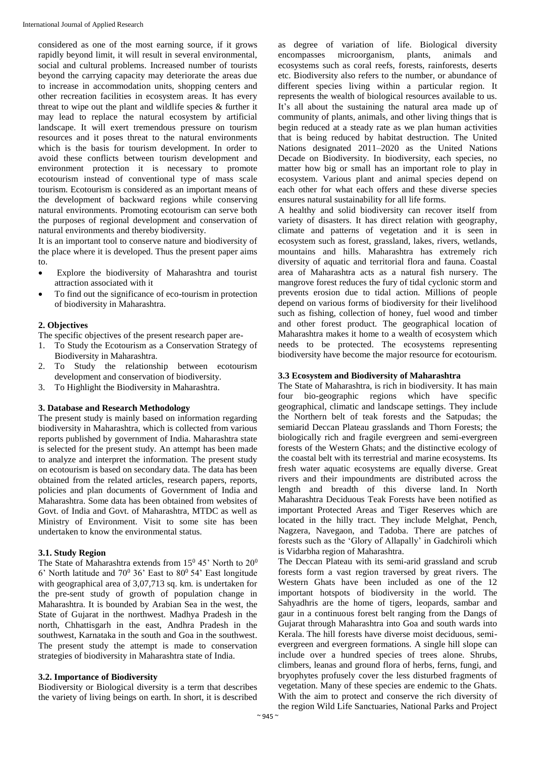considered as one of the most earning source, if it grows rapidly beyond limit, it will result in several environmental, social and cultural problems. Increased number of tourists beyond the carrying capacity may deteriorate the areas due to increase in accommodation units, shopping centers and other recreation facilities in ecosystem areas. It has every threat to wipe out the plant and wildlife species & further it may lead to replace the natural ecosystem by artificial landscape. It will exert tremendous pressure on tourism resources and it poses threat to the natural environments which is the basis for tourism development. In order to avoid these conflicts between tourism development and environment protection it is necessary to promote ecotourism instead of conventional type of mass scale tourism. Ecotourism is considered as an important means of the development of backward regions while conserving natural environments. Promoting ecotourism can serve both the purposes of regional development and conservation of natural environments and thereby biodiversity.

It is an important tool to conserve nature and biodiversity of the place where it is developed. Thus the present paper aims to.

- Explore the biodiversity of Maharashtra and tourist attraction associated with it
- To find out the significance of eco-tourism in protection of biodiversity in Maharashtra.

## 2. Objectives

The specific objectives of the present research paper are-

1. To Study the Ecotourism as a Conservation Strategy of Biodiversity in Maharashtra.
2. To Study the relationship between ecotourism development and conservation of biodiversity.
3. To Highlight the Biodiversity in Maharashtra.

## 3. Database and Research Methodology

The present study is mainly based on information regarding biodiversity in Maharashtra, which is collected from various reports published by government of India. Maharashtra state is selected for the present study. An attempt has been made to analyze and interpret the information. The present study on ecotourism is based on secondary data. The data has been obtained from the related articles, research papers, reports, policies and plan documents of Government of India and Maharashtra. Some data has been obtained from websites of Govt. of India and Govt. of Maharashtra, MTDC as well as Ministry of Environment. Visit to some site has been undertaken to know the environmental status.

### 3.1. Study Region

The State of Maharashtra extends from $15^0$ 45' North to $20^0$ 6' North latitude and $70^0$ 36' East to $80^0$ 54' East longitude with geographical area of 3,07,713 sq. km. is undertaken for the pre-sent study of growth of population change in Maharashtra. It is bounded by Arabian Sea in the west, the State of Gujarat in the northwest. Madhya Pradesh in the north, Chhattisgarh in the east, Andhra Pradesh in the southwest, Karnataka in the south and Goa in the southwest. The present study the attempt is made to conservation strategies of biodiversity in Maharashtra state of India.

### 3.2. Importance of Biodiversity

Biodiversity or Biological diversity is a term that describes the variety of living beings on earth. In short, it is described as degree of variation of life. Biological diversity encompasses microorganism, plants, animals and ecosystems such as coral reefs, forests, rainforests, deserts etc. Biodiversity also refers to the number, or abundance of different species living within a particular region. It represents the wealth of biological resources available to us. It's all about the sustaining the natural area made up of community of plants, animals, and other living things that is begin reduced at a steady rate as we plan human activities that is being reduced by habitat destruction. The United Nations designated 2011–2020 as the United Nations Decade on Biodiversity. In biodiversity, each species, no matter how big or small has an important role to play in ecosystem. Various plant and animal species depend on each other for what each offers and these diverse species ensures natural sustainability for all life forms.

A healthy and solid biodiversity can recover itself from variety of disasters. It has direct relation with geography, climate and patterns of vegetation and it is seen in ecosystem such as forest, grassland, lakes, rivers, wetlands, mountains and hills. Maharashtra has extremely rich diversity of aquatic and territorial flora and fauna. Coastal area of Maharashtra acts as a natural fish nursery. The mangrove forest reduces the fury of tidal cyclonic storm and prevents erosion due to tidal action. Millions of people depend on various forms of biodiversity for their livelihood such as fishing, collection of honey, fuel wood and timber and other forest product. The geographical location of Maharashtra makes it home to a wealth of ecosystem which needs to be protected. The ecosystems representing biodiversity have become the major resource for ecotourism.

### 3.3 Ecosystem and Biodiversity of Maharashtra

The State of Maharashtra, is rich in biodiversity. It has main four bio-geographic regions which have specific geographical, climatic and landscape settings. They include the Northern belt of teak forests and the Satpudas; the semiarid Deccan Plateau grasslands and Thorn Forests; the biologically rich and fragile evergreen and semi-evergreen forests of the Western Ghats; and the distinctive ecology of the coastal belt with its terrestrial and marine ecosystems. Its fresh water aquatic ecosystems are equally diverse. Great rivers and their impoundments are distributed across the length and breadth of this diverse land. In North Maharashtra Deciduous Teak Forests have been notified as important Protected Areas and Tiger Reserves which are located in the hilly tract. They include Melghat, Pench, Nagzera, Navegaon, and Tadoba. There are patches of forests such as the 'Glory of Allapally' in Gadchiroli which is Vidarbha region of Maharashtra.

The Deccan Plateau with its semi-arid grassland and scrub forests form a vast region traversed by great rivers. The Western Ghats have been included as one of the 12 important hotspots of biodiversity in the world. The Sahyadhris are the home of tigers, leopards, sambar and gaur in a continuous forest belt ranging from the Dangs of Gujarat through Maharashtra into Goa and south wards into Kerala. The hill forests have diverse moist deciduous, semi-evergreen and evergreen formations. A single hill slope can include over a hundred species of trees alone. Shrubs, climbers, leanas and ground flora of herbs, ferns, fungi, and bryophytes profusely cover the less disturbed fragments of vegetation. Many of these species are endemic to the Ghats. With the aim to protect and conserve the rich diversity of the region Wild Life Sanctuaries, National Parks and Project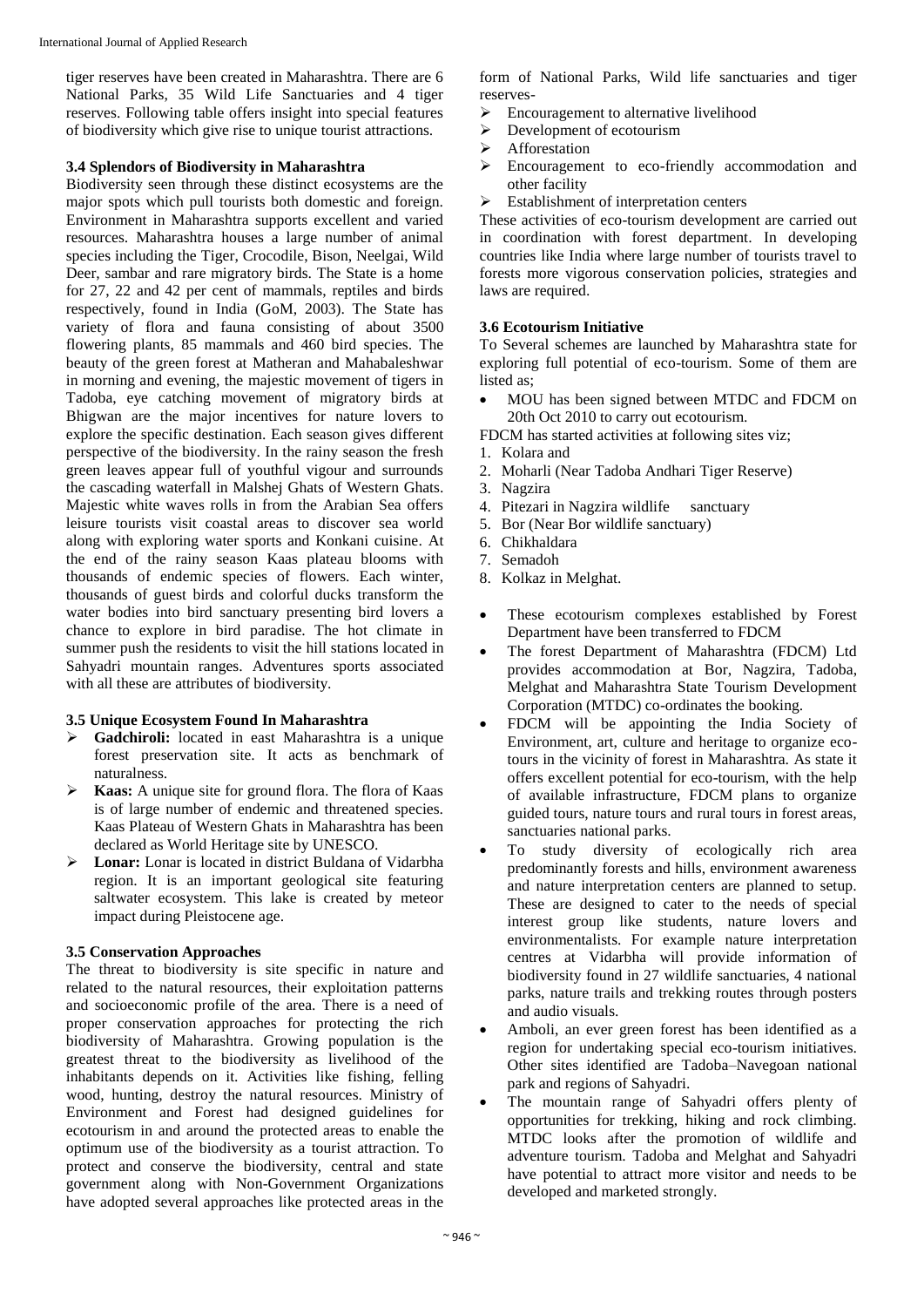tiger reserves have been created in Maharashtra. There are 6 National Parks, 35 Wild Life Sanctuaries and 4 tiger reserves. Following table offers insight into special features of biodiversity which give rise to unique tourist attractions.

### 3.4 Splendors of Biodiversity in Maharashtra

Biodiversity seen through these distinct ecosystems are the major spots which pull tourists both domestic and foreign. Environment in Maharashtra supports excellent and varied resources. Maharashtra houses a large number of animal species including the Tiger, Crocodile, Bison, Neelgai, Wild Deer, sambar and rare migratory birds. The State is a home for 27, 22 and 42 per cent of mammals, reptiles and birds respectively, found in India (GoM, 2003). The State has variety of flora and fauna consisting of about 3500 flowering plants, 85 mammals and 460 bird species. The beauty of the green forest at Matheran and Mahabaleshwar in morning and evening, the majestic movement of tigers in Tadoba, eye catching movement of migratory birds at Bhigwan are the major incentives for nature lovers to explore the specific destination. Each season gives different perspective of the biodiversity. In the rainy season the fresh green leaves appear full of youthful vigour and surrounds the cascading waterfall in Malshej Ghats of Western Ghats. Majestic white waves rolls in from the Arabian Sea offers leisure tourists visit coastal areas to discover sea world along with exploring water sports and Konkani cuisine. At the end of the rainy season Kaas plateau blooms with thousands of endemic species of flowers. Each winter, thousands of guest birds and colorful ducks transform the water bodies into bird sanctuary presenting bird lovers a chance to explore in bird paradise. The hot climate in summer push the residents to visit the hill stations located in Sahyadri mountain ranges. Adventures sports associated with all these are attributes of biodiversity.

### 3.5 Unique Ecosystem Found In Maharashtra

- **Gadchiroli:** located in east Maharashtra is a unique forest preservation site. It acts as benchmark of naturalness.
- **Kaas:** A unique site for ground flora. The flora of Kaas is of large number of endemic and threatened species. Kaas Plateau of Western Ghats in Maharashtra has been declared as World Heritage site by UNESCO.
- **Lonar:** Lonar is located in district Buldana of Vidarbha region. It is an important geological site featuring saltwater ecosystem. This lake is created by meteor impact during Pleistocene age.

### 3.5 Conservation Approaches

The threat to biodiversity is site specific in nature and related to the natural resources, their exploitation patterns and socioeconomic profile of the area. There is a need of proper conservation approaches for protecting the rich biodiversity of Maharashtra. Growing population is the greatest threat to the biodiversity as livelihood of the inhabitants depends on it. Activities like fishing, felling wood, hunting, destroy the natural resources. Ministry of Environment and Forest had designed guidelines for ecotourism in and around the protected areas to enable the optimum use of the biodiversity as a tourist attraction. To protect and conserve the biodiversity, central and state government along with Non-Government Organizations have adopted several approaches like protected areas in the form of National Parks, Wild life sanctuaries and tiger reserves-

- Encouragement to alternative livelihood
- Development of ecotourism
- Afforestation
- Encouragement to eco-friendly accommodation and other facility
- Establishment of interpretation centers

These activities of eco-tourism development are carried out in coordination with forest department. In developing countries like India where large number of tourists travel to forests more vigorous conservation policies, strategies and laws are required.

### 3.6 Ecotourism Initiative

To Several schemes are launched by Maharashtra state for exploring full potential of eco-tourism. Some of them are listed as;

- MOU has been signed between MTDC and FDCM on 20th Oct 2010 to carry out ecotourism.

FDCM has started activities at following sites viz;

1. Kolara and
2. Moharli (Near Tadoba Andhari Tiger Reserve)
3. Nagzira
4. Pitezari in Nagzira wildlife sanctuary
5. Bor (Near Bor wildlife sanctuary)
6. Chikhaldara
7. Semadoh
8. Kolkaz in Melghat.

- These ecotourism complexes established by Forest Department have been transferred to FDCM
- The forest Department of Maharashtra (FDCM) Ltd provides accommodation at Bor, Nagzira, Tadoba, Melghat and Maharashtra State Tourism Development Corporation (MTDC) co-ordinates the booking.
- FDCM will be appointing the India Society of Environment, art, culture and heritage to organize eco-tours in the vicinity of forest in Maharashtra. As state it offers excellent potential for eco-tourism, with the help of available infrastructure, FDCM plans to organize guided tours, nature tours and rural tours in forest areas, sanctuaries national parks.
- To study diversity of ecologically rich area predominantly forests and hills, environment awareness and nature interpretation centers are planned to setup. These are designed to cater to the needs of special interest group like students, nature lovers and environmentalists. For example nature interpretation centres at Vidarbha will provide information of biodiversity found in 27 wildlife sanctuaries, 4 national parks, nature trails and trekking routes through posters and audio visuals.
- Amboli, an ever green forest has been identified as a region for undertaking special eco-tourism initiatives. Other sites identified are Tadoba–Navegoan national park and regions of Sahyadri.
- The mountain range of Sahyadri offers plenty of opportunities for trekking, hiking and rock climbing. MTDC looks after the promotion of wildlife and adventure tourism. Tadoba and Melghat and Sahyadri have potential to attract more visitor and needs to be developed and marketed strongly.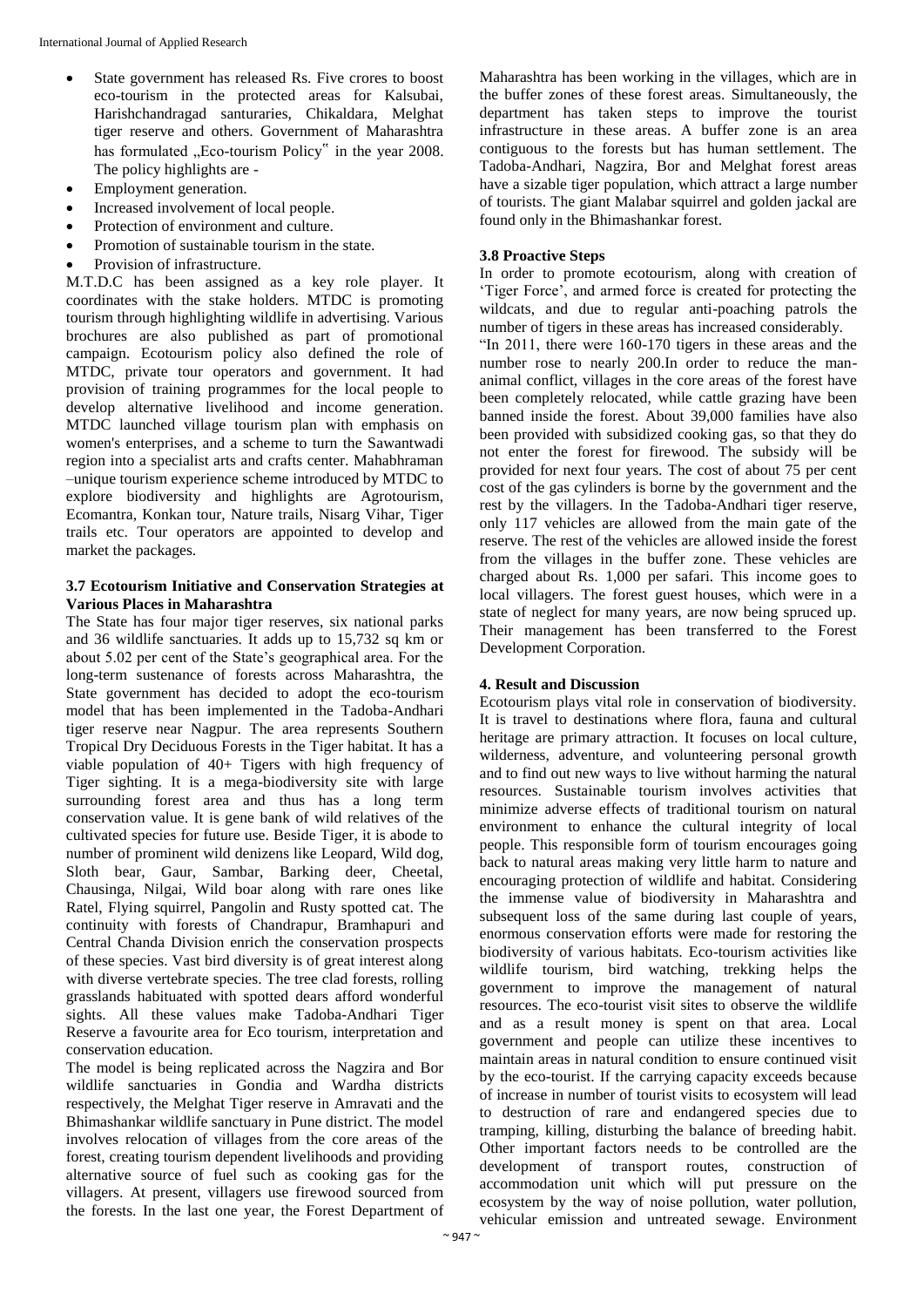- State government has released Rs. Five crores to boost eco-tourism in the protected areas for Kalsubai, Harishchandragad santuraries, Chikaldara, Melghat tiger reserve and others. Government of Maharashtra has formulated „Eco-tourism Policy" in the year 2008. The policy highlights are -
- Employment generation.
- Increased involvement of local people.
- Protection of environment and culture.
- Promotion of sustainable tourism in the state.
- Provision of infrastructure.

M.T.D.C has been assigned as a key role player. It coordinates with the stake holders. MTDC is promoting tourism through highlighting wildlife in advertising. Various brochures are also published as part of promotional campaign. Ecotourism policy also defined the role of MTDC, private tour operators and government. It had provision of training programmes for the local people to develop alternative livelihood and income generation. MTDC launched village tourism plan with emphasis on women's enterprises, and a scheme to turn the Sawantwadi region into a specialist arts and crafts center. Mahabhraman –unique tourism experience scheme introduced by MTDC to explore biodiversity and highlights are Agrotourism, Ecomantra, Konkan tour, Nature trails, Nisarg Vihar, Tiger trails etc. Tour operators are appointed to develop and market the packages.

### 3.7 Ecotourism Initiative and Conservation Strategies at Various Places in Maharashtra

The State has four major tiger reserves, six national parks and 36 wildlife sanctuaries. It adds up to 15,732 sq km or about 5.02 per cent of the State's geographical area. For the long-term sustenance of forests across Maharashtra, the State government has decided to adopt the eco-tourism model that has been implemented in the Tadoba-Andhari tiger reserve near Nagpur. The area represents Southern Tropical Dry Deciduous Forests in the Tiger habitat. It has a viable population of 40+ Tigers with high frequency of Tiger sighting. It is a mega-biodiversity site with large surrounding forest area and thus has a long term conservation value. It is gene bank of wild relatives of the cultivated species for future use. Beside Tiger, it is abode to number of prominent wild denizens like Leopard, Wild dog, Sloth bear, Gaur, Sambar, Barking deer, Cheetal, Chausinga, Nilgai, Wild boar along with rare ones like Ratel, Flying squirrel, Pangolin and Rusty spotted cat. The continuity with forests of Chandrapur, Bramhapuri and Central Chanda Division enrich the conservation prospects of these species. Vast bird diversity is of great interest along with diverse vertebrate species. The tree clad forests, rolling grasslands habituated with spotted dears afford wonderful sights. All these values make Tadoba-Andhari Tiger Reserve a favourite area for Eco tourism, interpretation and conservation education.

The model is being replicated across the Nagzira and Bor wildlife sanctuaries in Gondia and Wardha districts respectively, the Melghat Tiger reserve in Amravati and the Bhimashankar wildlife sanctuary in Pune district. The model involves relocation of villages from the core areas of the forest, creating tourism dependent livelihoods and providing alternative source of fuel such as cooking gas for the villagers. At present, villagers use firewood sourced from the forests. In the last one year, the Forest Department of Maharashtra has been working in the villages, which are in the buffer zones of these forest areas. Simultaneously, the department has taken steps to improve the tourist infrastructure in these areas. A buffer zone is an area contiguous to the forests but has human settlement. The Tadoba-Andhari, Nagzira, Bor and Melghat forest areas have a sizable tiger population, which attract a large number of tourists. The giant Malabar squirrel and golden jackal are found only in the Bhimashankar forest.

### 3.8 Proactive Steps

In order to promote ecotourism, along with creation of 'Tiger Force', and armed force is created for protecting the wildcats, and due to regular anti-poaching patrols the number of tigers in these areas has increased considerably.

"In 2011, there were 160-170 tigers in these areas and the number rose to nearly 200.In order to reduce the man-animal conflict, villages in the core areas of the forest have been completely relocated, while cattle grazing have been banned inside the forest. About 39,000 families have also been provided with subsidized cooking gas, so that they do not enter the forest for firewood. The subsidy will be provided for next four years. The cost of about 75 per cent cost of the gas cylinders is borne by the government and the rest by the villagers. In the Tadoba-Andhari tiger reserve, only 117 vehicles are allowed from the main gate of the reserve. The rest of the vehicles are allowed inside the forest from the villages in the buffer zone. These vehicles are charged about Rs. 1,000 per safari. This income goes to local villagers. The forest guest houses, which were in a state of neglect for many years, are now being spruced up. Their management has been transferred to the Forest Development Corporation.

## 4. Result and Discussion

Ecotourism plays vital role in conservation of biodiversity. It is travel to destinations where flora, fauna and cultural heritage are primary attraction. It focuses on local culture, wilderness, adventure, and volunteering personal growth and to find out new ways to live without harming the natural resources. Sustainable tourism involves activities that minimize adverse effects of traditional tourism on natural environment to enhance the cultural integrity of local people. This responsible form of tourism encourages going back to natural areas making very little harm to nature and encouraging protection of wildlife and habitat. Considering the immense value of biodiversity in Maharashtra and subsequent loss of the same during last couple of years, enormous conservation efforts were made for restoring the biodiversity of various habitats. Eco-tourism activities like wildlife tourism, bird watching, trekking helps the government to improve the management of natural resources. The eco-tourist visit sites to observe the wildlife and as a result money is spent on that area. Local government and people can utilize these incentives to maintain areas in natural condition to ensure continued visit by the eco-tourist. If the carrying capacity exceeds because of increase in number of tourist visits to ecosystem will lead to destruction of rare and endangered species due to tramping, killing, disturbing the balance of breeding habit. Other important factors needs to be controlled are the development of transport routes, construction of accommodation unit which will put pressure on the ecosystem by the way of noise pollution, water pollution, vehicular emission and untreated sewage. Environment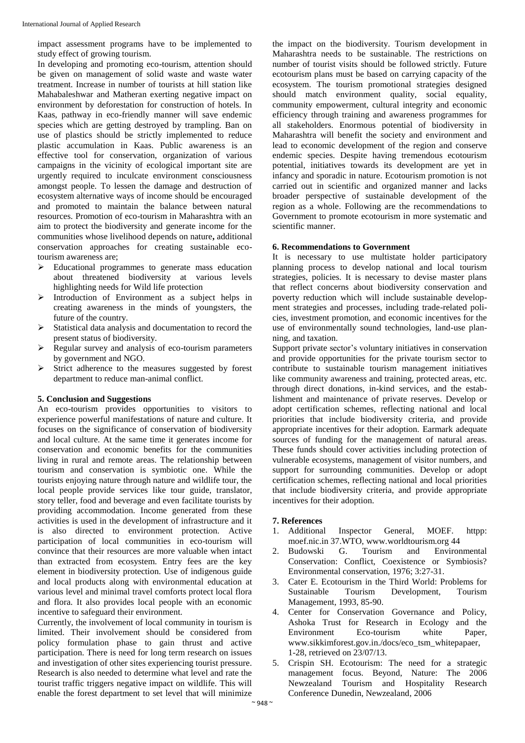impact assessment programs have to be implemented to study effect of growing tourism.

In developing and promoting eco-tourism, attention should be given on management of solid waste and waste water treatment. Increase in number of tourists at hill station like Mahabaleshwar and Matheran exerting negative impact on environment by deforestation for construction of hotels. In Kaas, pathway in eco-friendly manner will save endemic species which are getting destroyed by trampling. Ban on use of plastics should be strictly implemented to reduce plastic accumulation in Kaas. Public awareness is an effective tool for conservation, organization of various campaigns in the vicinity of ecological important site are urgently required to inculcate environment consciousness amongst people. To lessen the damage and destruction of ecosystem alternative ways of income should be encouraged and promoted to maintain the balance between natural resources. Promotion of eco-tourism in Maharashtra with an aim to protect the biodiversity and generate income for the communities whose livelihood depends on nature**,** additional conservation approaches for creating sustainable eco-tourism awareness are;

- Educational programmes to generate mass education about threatened biodiversity at various levels highlighting needs for Wild life protection
- Introduction of Environment as a subject helps in creating awareness in the minds of youngsters, the future of the country.
- Statistical data analysis and documentation to record the present status of biodiversity.
- Regular survey and analysis of eco-tourism parameters by government and NGO.
- Strict adherence to the measures suggested by forest department to reduce man-animal conflict.

## 5. Conclusion and Suggestions

An eco-tourism provides opportunities to visitors to experience powerful manifestations of nature and culture. It focuses on the significance of conservation of biodiversity and local culture. At the same time it generates income for conservation and economic benefits for the communities living in rural and remote areas. The relationship between tourism and conservation is symbiotic one. While the tourists enjoying nature through nature and wildlife tour, the local people provide services like tour guide, translator, story teller, food and beverage and even facilitate tourists by providing accommodation. Income generated from these activities is used in the development of infrastructure and it is also directed to environment protection. Active participation of local communities in eco-tourism will convince that their resources are more valuable when intact than extracted from ecosystem. Entry fees are the key element in biodiversity protection. Use of indigenous guide and local products along with environmental education at various level and minimal travel comforts protect local flora and flora. It also provides local people with an economic incentive to safeguard their environment.

Currently, the involvement of local community in tourism is limited. Their involvement should be considered from policy formulation phase to gain thrust and active participation. There is need for long term research on issues and investigation of other sites experiencing tourist pressure. Research is also needed to determine what level and rate the tourist traffic triggers negative impact on wildlife. This will enable the forest department to set level that will minimize the impact on the biodiversity. Tourism development in Maharashtra needs to be sustainable. The restrictions on number of tourist visits should be followed strictly. Future ecotourism plans must be based on carrying capacity of the ecosystem. The tourism promotional strategies designed should match environment quality, social equality, community empowerment, cultural integrity and economic efficiency through training and awareness programmes for all stakeholders. Enormous potential of biodiversity in Maharashtra will benefit the society and environment and lead to economic development of the region and conserve endemic species. Despite having tremendous ecotourism potential, initiatives towards its development are yet in infancy and sporadic in nature. Ecotourism promotion is not carried out in scientific and organized manner and lacks broader perspective of sustainable development of the region as a whole. Following are the recommendations to Government to promote ecotourism in more systematic and scientific manner.

## 6. Recommendations to Government

It is necessary to use multistate holder participatory planning process to develop national and local tourism strategies, policies. It is necessary to devise master plans that reflect concerns about biodiversity conservation and poverty reduction which will include sustainable development strategies and processes, including trade-related policies, investment promotion, and economic incentives for the use of environmentally sound technologies, land-use planning, and taxation.

Support private sector's voluntary initiatives in conservation and provide opportunities for the private tourism sector to contribute to sustainable tourism management initiatives like community awareness and training, protected areas, etc. through direct donations, in-kind services, and the establishment and maintenance of private reserves. Develop or adopt certification schemes, reflecting national and local priorities that include biodiversity criteria, and provide appropriate incentives for their adoption. Earmark adequate sources of funding for the management of natural areas. These funds should cover activities including protection of vulnerable ecosystems, management of visitor numbers, and support for surrounding communities. Develop or adopt certification schemes, reflecting national and local priorities that include biodiversity criteria, and provide appropriate incentives for their adoption.

## 7. References

1. Additional Inspector General, MOEF. httpp: moef.nic.in 37.WTO, www.worldtourism.org 44
2. Budowski G. Tourism and Environmental Conservation: Conflict, Coexistence or Symbiosis? Environmental conservation, 1976; 3:27-31.
3. Cater E. Ecotourism in the Third World: Problems for Sustainable Tourism Development, Tourism Management, 1993, 85-90.
4. Center for Conservation Governance and Policy, Ashoka Trust for Research in Ecology and the Environment Eco-tourism white Paper, www.sikkimforest.gov.in./docs/eco_tsm_whitepapaer, 1-28, retrieved on 23/07/13.
5. Crispin SH. Ecotourism: The need for a strategic management focus. Beyond, Nature: The 2006 Newzealand Tourism and Hospitality Research Conference Dunedin, Newzealand, 2006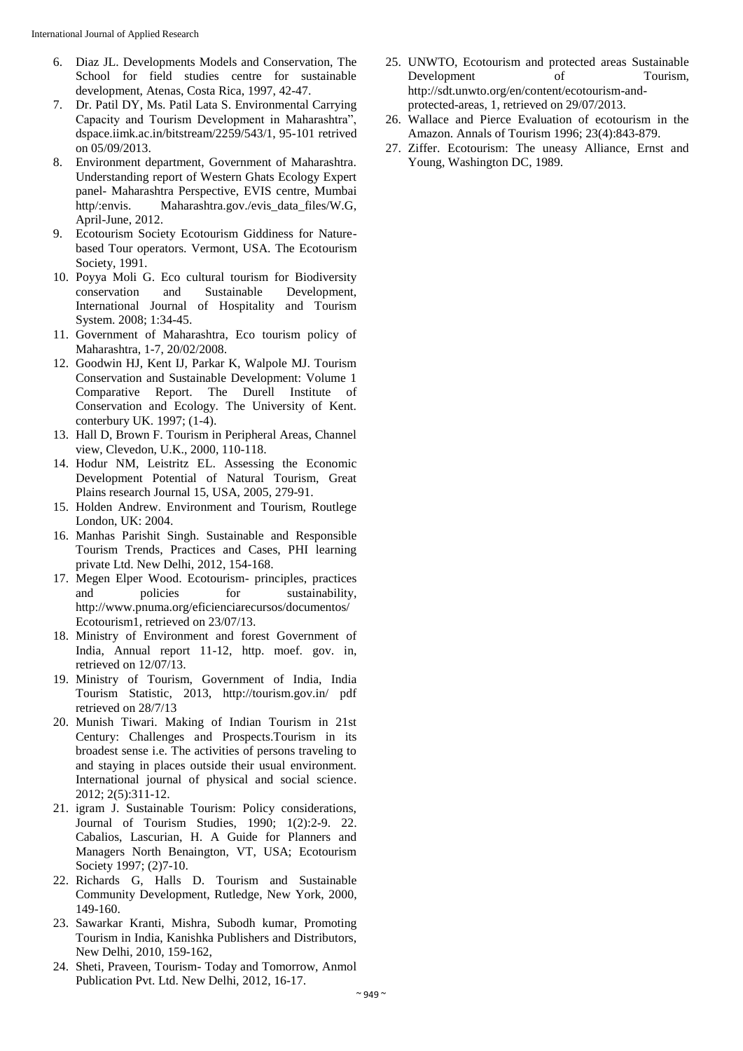6. Diaz JL. Developments Models and Conservation, The School for field studies centre for sustainable development, Atenas, Costa Rica, 1997, 42-47.
7. Dr. Patil DY, Ms. Patil Lata S. Environmental Carrying Capacity and Tourism Development in Maharashtra", dspace.iimk.ac.in/bitstream/2259/543/1, 95-101 retrived on 05/09/2013.
8. Environment department, Government of Maharashtra. Understanding report of Western Ghats Ecology Expert panel- Maharashtra Perspective, EVIS centre, Mumbai http/:envis. Maharashtra.gov./evis_data_files/W.G, April-June, 2012.
9. Ecotourism Society Ecotourism Giddiness for Nature-based Tour operators. Vermont, USA. The Ecotourism Society, 1991.
10. Poyya Moli G. Eco cultural tourism for Biodiversity conservation and Sustainable Development, International Journal of Hospitality and Tourism System. 2008; 1:34-45.
11. Government of Maharashtra, Eco tourism policy of Maharashtra, 1-7, 20/02/2008.
12. Goodwin HJ, Kent IJ, Parkar K, Walpole MJ. Tourism Conservation and Sustainable Development: Volume 1 Comparative Report. The Durell Institute of Conservation and Ecology. The University of Kent. conterbury UK. 1997; (1-4).
13. Hall D, Brown F. Tourism in Peripheral Areas, Channel view, Clevedon, U.K., 2000, 110-118.
14. Hodur NM, Leistritz EL. Assessing the Economic Development Potential of Natural Tourism, Great Plains research Journal 15, USA, 2005, 279-91.
15. Holden Andrew. Environment and Tourism, Routlege London, UK: 2004.
16. Manhas Parishit Singh. Sustainable and Responsible Tourism Trends, Practices and Cases, PHI learning private Ltd. New Delhi, 2012, 154-168.
17. Megen Elper Wood. Ecotourism- principles, practices and policies for sustainability, http://www.pnuma.org/eficienciarecursos/documentos/ Ecotourism1, retrieved on 23/07/13.
18. Ministry of Environment and forest Government of India, Annual report 11-12, http. moef. gov. in, retrieved on 12/07/13.
19. Ministry of Tourism, Government of India, India Tourism Statistic, 2013, http://tourism.gov.in/ pdf retrieved on 28/7/13
20. Munish Tiwari. Making of Indian Tourism in 21st Century: Challenges and Prospects.Tourism in its broadest sense i.e. The activities of persons traveling to and staying in places outside their usual environment. International journal of physical and social science. 2012; 2(5):311-12.
21. igram J. Sustainable Tourism: Policy considerations, Journal of Tourism Studies, 1990; 1(2):2-9. 22. Cabalios, Lascurian, H. A Guide for Planners and Managers North Benaington, VT, USA; Ecotourism Society 1997; (2)7-10.
22. Richards G, Halls D. Tourism and Sustainable Community Development, Rutledge, New York, 2000, 149-160.
23. Sawarkar Kranti, Mishra, Subodh kumar, Promoting Tourism in India, Kanishka Publishers and Distributors, New Delhi, 2010, 159-162,
24. Sheti, Praveen, Tourism- Today and Tomorrow, Anmol Publication Pvt. Ltd. New Delhi, 2012, 16-17.
25. UNWTO, Ecotourism and protected areas Sustainable Development of Tourism, http://sdt.unwto.org/en/content/ecotourism-and-protected-areas, 1, retrieved on 29/07/2013.
26. Wallace and Pierce Evaluation of ecotourism in the Amazon. Annals of Tourism 1996; 23(4):843-879.
27. Ziffer. Ecotourism: The uneasy Alliance, Ernst and Young, Washington DC, 1989.